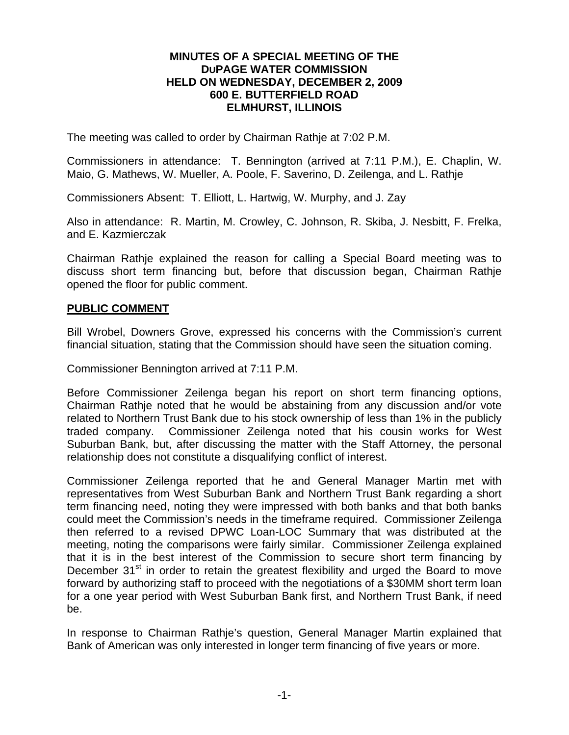**MINUTES OF A SPECIAL MEETING OF THE DUPAGE WATER COMMISSION HELD ON WEDNESDAY, DECEMBER 2, 2009 600 E. BUTTERFIELD ROAD ELMHURST, ILLINOIS**

The meeting was called to order by Chairman Rathje at 7:02 P.M.

Commissioners in attendance: T. Bennington (arrived at 7:11 P.M.), E. Chaplin, W. Maio, G. Mathews, W. Mueller, A. Poole, F. Saverino, D. Zeilenga, and L. Rathje

Commissioners Absent: T. Elliott, L. Hartwig, W. Murphy, and J. Zay

Also in attendance: R. Martin, M. Crowley, C. Johnson, R. Skiba, J. Nesbitt, F. Frelka, and E. Kazmierczak

Chairman Rathje explained the reason for calling a Special Board meeting was to discuss short term financing but, before that discussion began, Chairman Rathje opened the floor for public comment.

## PUBLIC COMMENT

Bill Wrobel, Downers Grove, expressed his concerns with the Commission's current financial situation, stating that the Commission should have seen the situation coming.

Commissioner Bennington arrived at 7:11 P.M.

Before Commissioner Zeilenga began his report on short term financing options, Chairman Rathje noted that he would be abstaining from any discussion and/or vote related to Northern Trust Bank due to his stock ownership of less than 1% in the publicly traded company. Commissioner Zeilenga noted that his cousin works for West Suburban Bank, but, after discussing the matter with the Staff Attorney, the personal relationship does not constitute a disqualifying conflict of interest.

Commissioner Zeilenga reported that he and General Manager Martin met with representatives from West Suburban Bank and Northern Trust Bank regarding a short term financing need, noting they were impressed with both banks and that both banks could meet the Commission's needs in the timeframe required. Commissioner Zeilenga then referred to a revised DPWC Loan-LOC Summary that was distributed at the meeting, noting the comparisons were fairly similar. Commissioner Zeilenga explained that it is in the best interest of the Commission to secure short term financing by December 31st in order to retain the greatest flexibility and urged the Board to move forward by authorizing staff to proceed with the negotiations of a $30MM short term loan for a one year period with West Suburban Bank first, and Northern Trust Bank, if need be.

In response to Chairman Rathje's question, General Manager Martin explained that Bank of American was only interested in longer term financing of five years or more.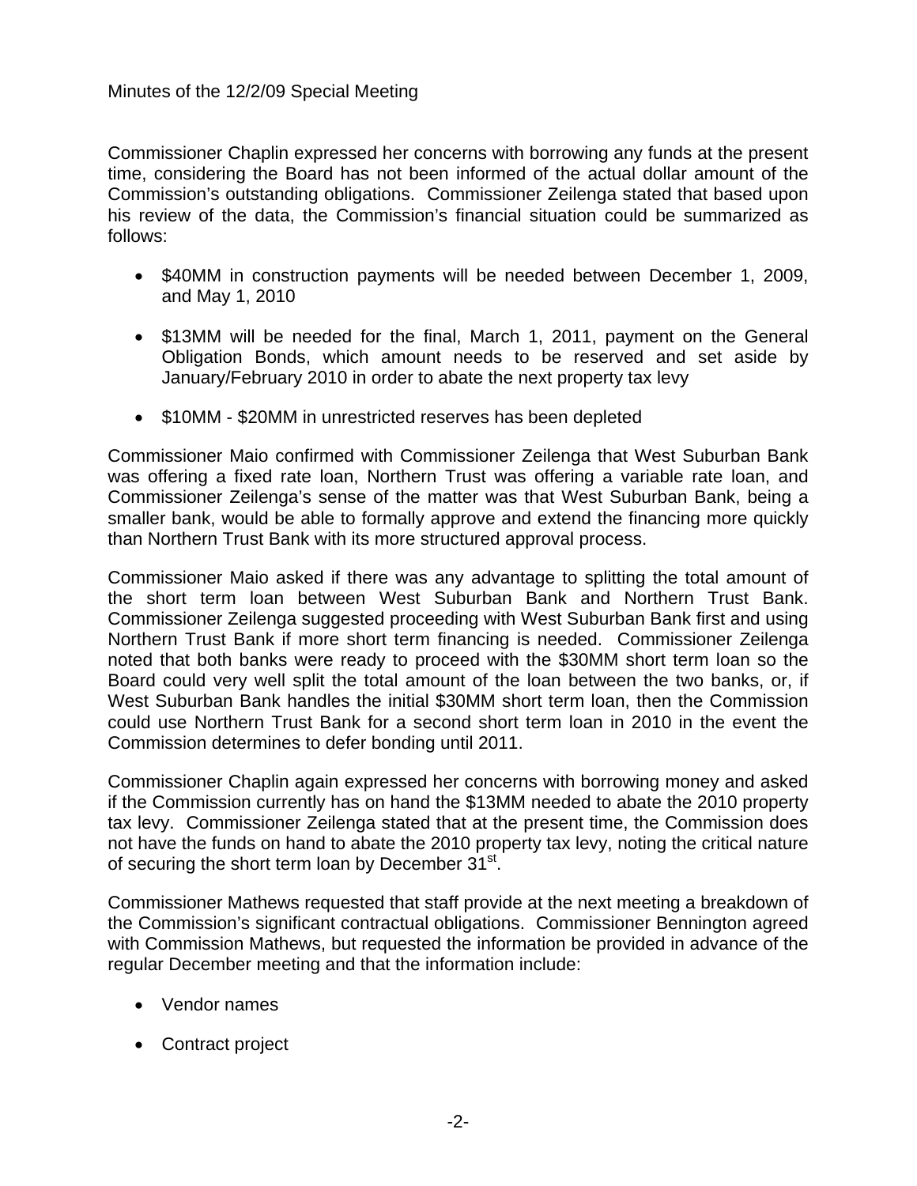Minutes of the 12/2/09 Special Meeting

Commissioner Chaplin expressed her concerns with borrowing any funds at the present time, considering the Board has not been informed of the actual dollar amount of the Commission's outstanding obligations. Commissioner Zeilenga stated that based upon his review of the data, the Commission's financial situation could be summarized as follows:

- $40MM in construction payments will be needed between December 1, 2009, and May 1, 2010
- $13MM will be needed for the final, March 1, 2011, payment on the General Obligation Bonds, which amount needs to be reserved and set aside by January/February 2010 in order to abate the next property tax levy
- $10MM - $20MM in unrestricted reserves has been depleted

Commissioner Maio confirmed with Commissioner Zeilenga that West Suburban Bank was offering a fixed rate loan, Northern Trust was offering a variable rate loan, and Commissioner Zeilenga's sense of the matter was that West Suburban Bank, being a smaller bank, would be able to formally approve and extend the financing more quickly than Northern Trust Bank with its more structured approval process.

Commissioner Maio asked if there was any advantage to splitting the total amount of the short term loan between West Suburban Bank and Northern Trust Bank. Commissioner Zeilenga suggested proceeding with West Suburban Bank first and using Northern Trust Bank if more short term financing is needed. Commissioner Zeilenga noted that both banks were ready to proceed with the $30MM short term loan so the Board could very well split the total amount of the loan between the two banks, or, if West Suburban Bank handles the initial $30MM short term loan, then the Commission could use Northern Trust Bank for a second short term loan in 2010 in the event the Commission determines to defer bonding until 2011.

Commissioner Chaplin again expressed her concerns with borrowing money and asked if the Commission currently has on hand the $13MM needed to abate the 2010 property tax levy. Commissioner Zeilenga stated that at the present time, the Commission does not have the funds on hand to abate the 2010 property tax levy, noting the critical nature of securing the short term loan by December 31st.

Commissioner Mathews requested that staff provide at the next meeting a breakdown of the Commission's significant contractual obligations. Commissioner Bennington agreed with Commission Mathews, but requested the information be provided in advance of the regular December meeting and that the information include:

- Vendor names
- Contract project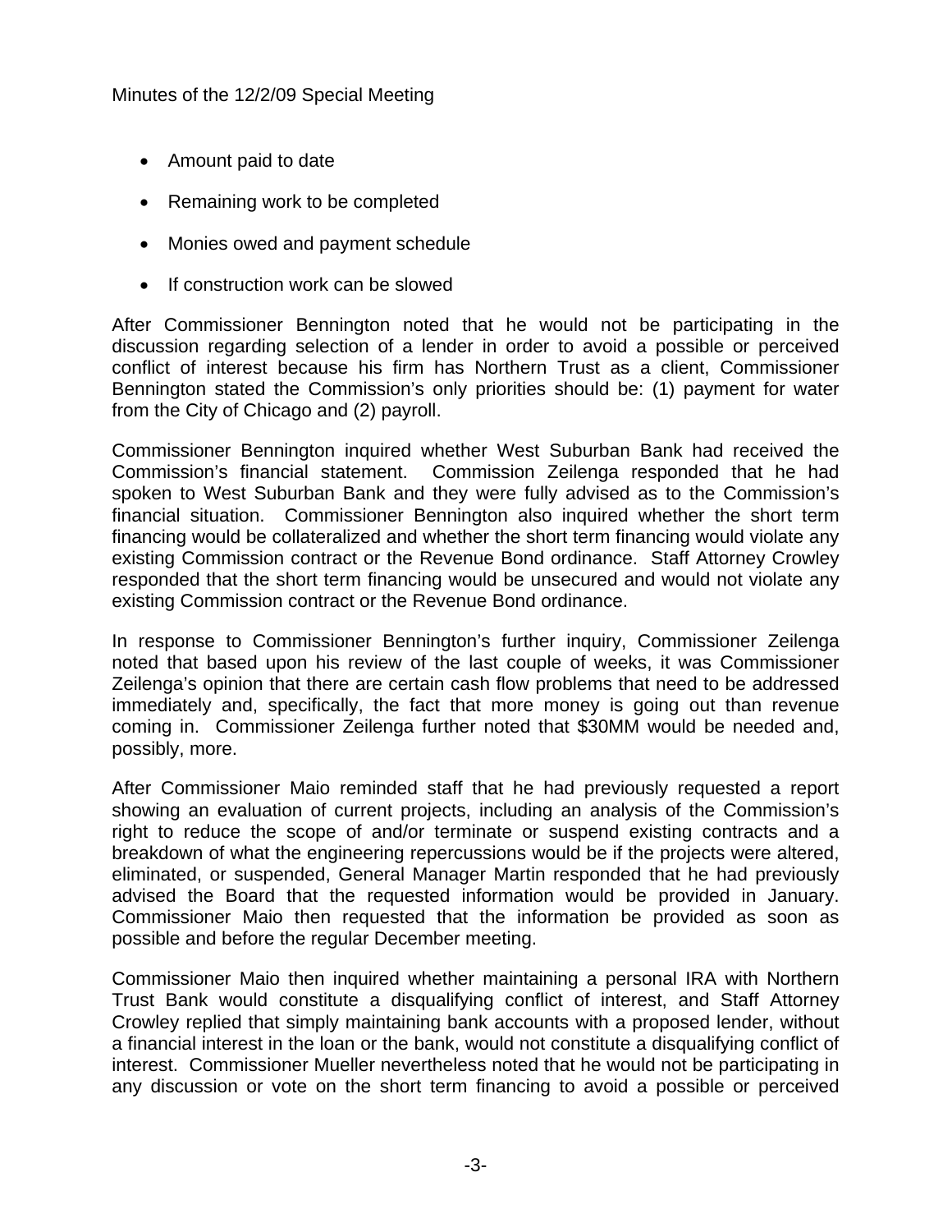- Amount paid to date
- Remaining work to be completed
- Monies owed and payment schedule
- If construction work can be slowed

After Commissioner Bennington noted that he would not be participating in the discussion regarding selection of a lender in order to avoid a possible or perceived conflict of interest because his firm has Northern Trust as a client, Commissioner Bennington stated the Commission's only priorities should be: (1) payment for water from the City of Chicago and (2) payroll.

Commissioner Bennington inquired whether West Suburban Bank had received the Commission's financial statement. Commission Zeilenga responded that he had spoken to West Suburban Bank and they were fully advised as to the Commission's financial situation. Commissioner Bennington also inquired whether the short term financing would be collateralized and whether the short term financing would violate any existing Commission contract or the Revenue Bond ordinance. Staff Attorney Crowley responded that the short term financing would be unsecured and would not violate any existing Commission contract or the Revenue Bond ordinance.

In response to Commissioner Bennington's further inquiry, Commissioner Zeilenga noted that based upon his review of the last couple of weeks, it was Commissioner Zeilenga's opinion that there are certain cash flow problems that need to be addressed immediately and, specifically, the fact that more money is going out than revenue coming in. Commissioner Zeilenga further noted that $30MM would be needed and, possibly, more.

After Commissioner Maio reminded staff that he had previously requested a report showing an evaluation of current projects, including an analysis of the Commission's right to reduce the scope of and/or terminate or suspend existing contracts and a breakdown of what the engineering repercussions would be if the projects were altered, eliminated, or suspended, General Manager Martin responded that he had previously advised the Board that the requested information would be provided in January. Commissioner Maio then requested that the information be provided as soon as possible and before the regular December meeting.

Commissioner Maio then inquired whether maintaining a personal IRA with Northern Trust Bank would constitute a disqualifying conflict of interest, and Staff Attorney Crowley replied that simply maintaining bank accounts with a proposed lender, without a financial interest in the loan or the bank, would not constitute a disqualifying conflict of interest. Commissioner Mueller nevertheless noted that he would not be participating in any discussion or vote on the short term financing to avoid a possible or perceived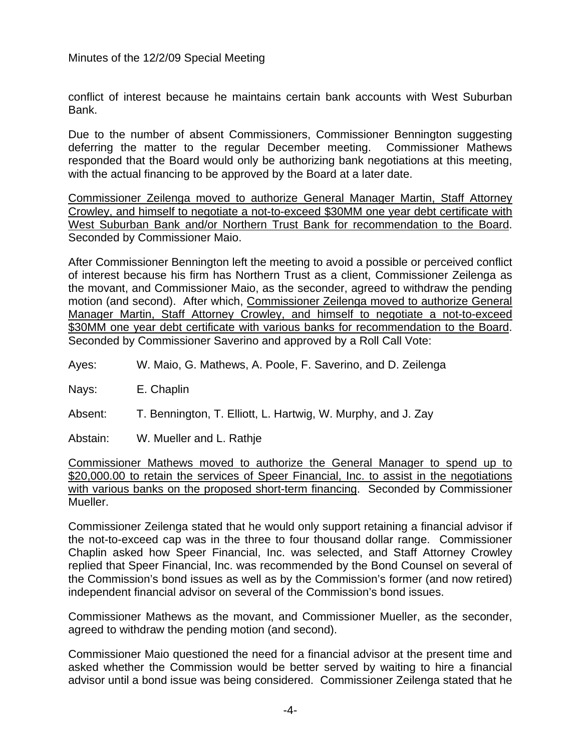conflict of interest because he maintains certain bank accounts with West Suburban Bank.

Due to the number of absent Commissioners, Commissioner Bennington suggesting deferring the matter to the regular December meeting. Commissioner Mathews responded that the Board would only be authorizing bank negotiations at this meeting, with the actual financing to be approved by the Board at a later date.

Commissioner Zeilenga moved to authorize General Manager Martin, Staff Attorney Crowley, and himself to negotiate a not-to-exceed $30MM one year debt certificate with West Suburban Bank and/or Northern Trust Bank for recommendation to the Board. Seconded by Commissioner Maio.

After Commissioner Bennington left the meeting to avoid a possible or perceived conflict of interest because his firm has Northern Trust as a client, Commissioner Zeilenga as the movant, and Commissioner Maio, as the seconder, agreed to withdraw the pending motion (and second). After which, Commissioner Zeilenga moved to authorize General Manager Martin, Staff Attorney Crowley, and himself to negotiate a not-to-exceed $30MM one year debt certificate with various banks for recommendation to the Board. Seconded by Commissioner Saverino and approved by a Roll Call Vote:

Ayes: W. Maio, G. Mathews, A. Poole, F. Saverino, and D. Zeilenga

Nays: E. Chaplin

Absent: T. Bennington, T. Elliott, L. Hartwig, W. Murphy, and J. Zay

Abstain: W. Mueller and L. Rathje

Commissioner Mathews moved to authorize the General Manager to spend up to $20,000.00 to retain the services of Speer Financial, Inc. to assist in the negotiations with various banks on the proposed short-term financing. Seconded by Commissioner Mueller.

Commissioner Zeilenga stated that he would only support retaining a financial advisor if the not-to-exceed cap was in the three to four thousand dollar range. Commissioner Chaplin asked how Speer Financial, Inc. was selected, and Staff Attorney Crowley replied that Speer Financial, Inc. was recommended by the Bond Counsel on several of the Commission's bond issues as well as by the Commission's former (and now retired) independent financial advisor on several of the Commission's bond issues.

Commissioner Mathews as the movant, and Commissioner Mueller, as the seconder, agreed to withdraw the pending motion (and second).

Commissioner Maio questioned the need for a financial advisor at the present time and asked whether the Commission would be better served by waiting to hire a financial advisor until a bond issue was being considered. Commissioner Zeilenga stated that he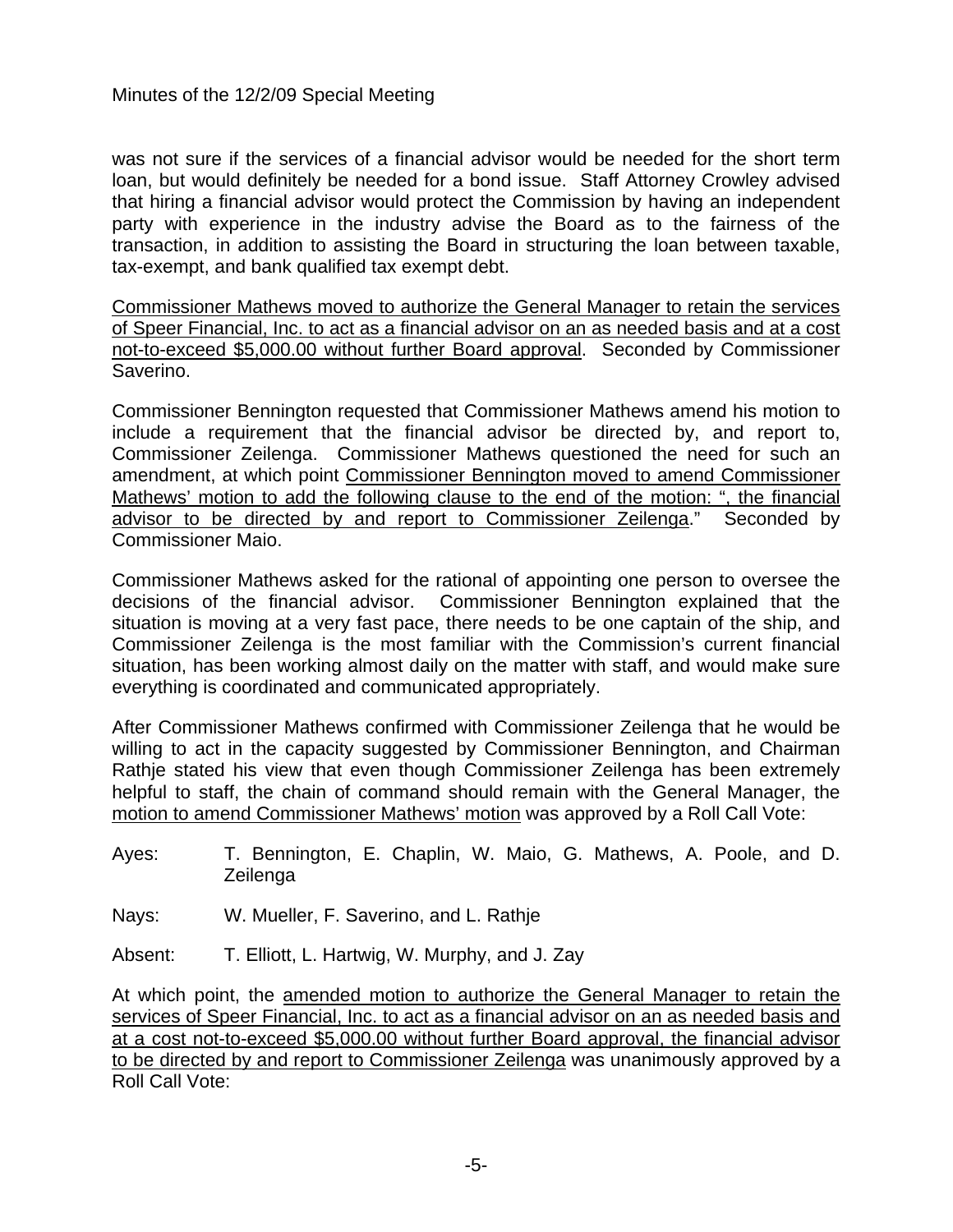was not sure if the services of a financial advisor would be needed for the short term loan, but would definitely be needed for a bond issue. Staff Attorney Crowley advised that hiring a financial advisor would protect the Commission by having an independent party with experience in the industry advise the Board as to the fairness of the transaction, in addition to assisting the Board in structuring the loan between taxable, tax-exempt, and bank qualified tax exempt debt.

<u>Commissioner Mathews moved to authorize the General Manager to retain the services of Speer Financial, Inc. to act as a financial advisor on an as needed basis and at a cost not-to-exceed $5,000.00 without further Board approval</u>. Seconded by Commissioner Saverino.

Commissioner Bennington requested that Commissioner Mathews amend his motion to include a requirement that the financial advisor be directed by, and report to, Commissioner Zeilenga. Commissioner Mathews questioned the need for such an amendment, at which point <u>Commissioner Bennington moved to amend Commissioner Mathews' motion to add the following clause to the end of the motion: ", the financial advisor to be directed by and report to Commissioner Zeilenga</u>." Seconded by Commissioner Maio.

Commissioner Mathews asked for the rational of appointing one person to oversee the decisions of the financial advisor. Commissioner Bennington explained that the situation is moving at a very fast pace, there needs to be one captain of the ship, and Commissioner Zeilenga is the most familiar with the Commission's current financial situation, has been working almost daily on the matter with staff, and would make sure everything is coordinated and communicated appropriately.

After Commissioner Mathews confirmed with Commissioner Zeilenga that he would be willing to act in the capacity suggested by Commissioner Bennington, and Chairman Rathje stated his view that even though Commissioner Zeilenga has been extremely helpful to staff, the chain of command should remain with the General Manager, the <u>motion to amend Commissioner Mathews' motion</u> was approved by a Roll Call Vote:

Ayes: T. Bennington, E. Chaplin, W. Maio, G. Mathews, A. Poole, and D. Zeilenga

Nays: W. Mueller, F. Saverino, and L. Rathje

Absent: T. Elliott, L. Hartwig, W. Murphy, and J. Zay

At which point, the <u>amended motion to authorize the General Manager to retain the services of Speer Financial, Inc. to act as a financial advisor on an as needed basis and at a cost not-to-exceed $5,000.00 without further Board approval, the financial advisor to be directed by and report to Commissioner Zeilenga</u> was unanimously approved by a Roll Call Vote: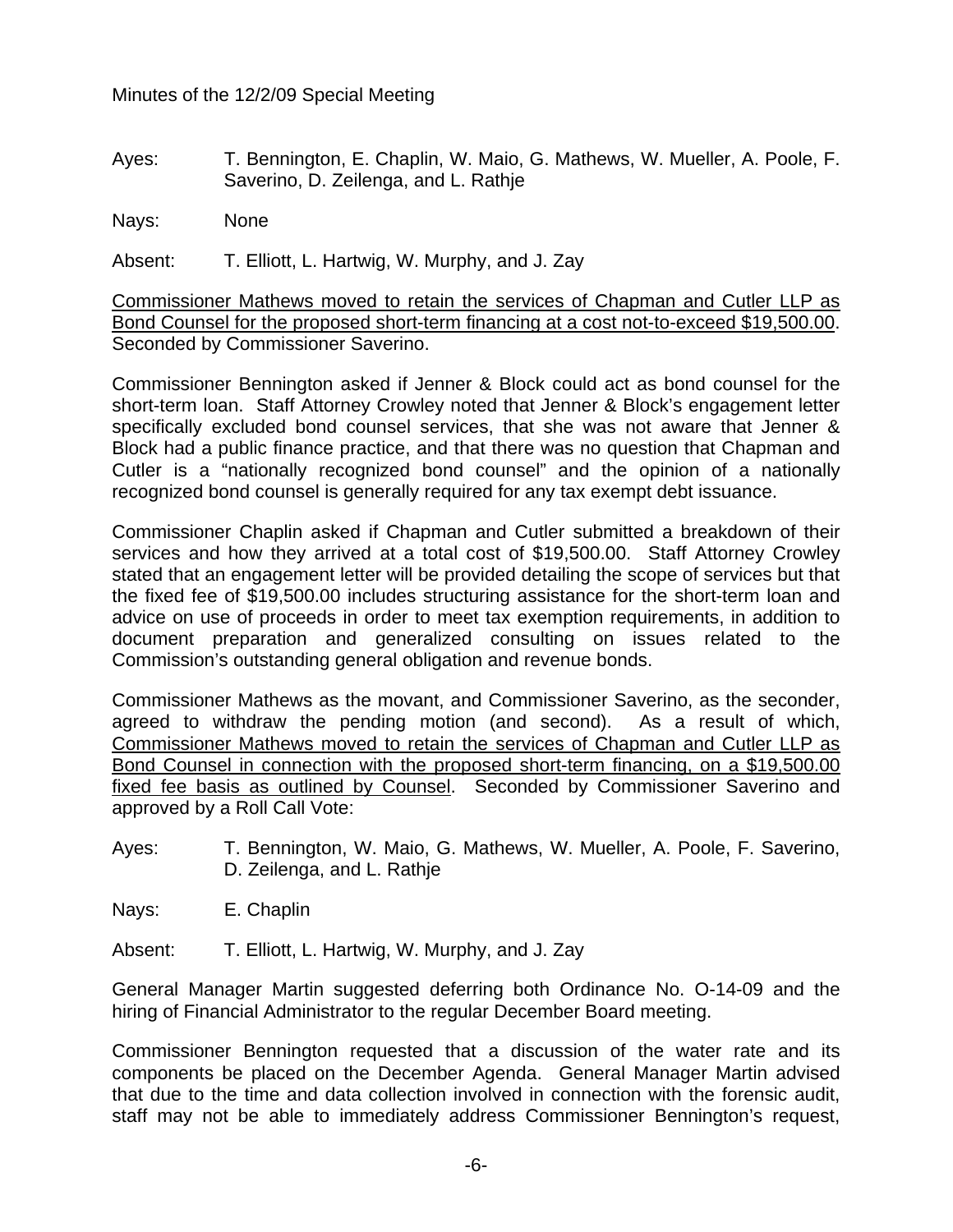Minutes of the 12/2/09 Special Meeting

Ayes: T. Bennington, E. Chaplin, W. Maio, G. Mathews, W. Mueller, A. Poole, F. Saverino, D. Zeilenga, and L. Rathje

Nays: None

Absent: T. Elliott, L. Hartwig, W. Murphy, and J. Zay

<u>Commissioner Mathews moved to retain the services of Chapman and Cutler LLP as Bond Counsel for the proposed short-term financing at a cost not-to-exceed $19,500.00</u>. Seconded by Commissioner Saverino.

Commissioner Bennington asked if Jenner & Block could act as bond counsel for the short-term loan. Staff Attorney Crowley noted that Jenner & Block's engagement letter specifically excluded bond counsel services, that she was not aware that Jenner & Block had a public finance practice, and that there was no question that Chapman and Cutler is a "nationally recognized bond counsel" and the opinion of a nationally recognized bond counsel is generally required for any tax exempt debt issuance.

Commissioner Chaplin asked if Chapman and Cutler submitted a breakdown of their services and how they arrived at a total cost of $19,500.00. Staff Attorney Crowley stated that an engagement letter will be provided detailing the scope of services but that the fixed fee of $19,500.00 includes structuring assistance for the short-term loan and advice on use of proceeds in order to meet tax exemption requirements, in addition to document preparation and generalized consulting on issues related to the Commission's outstanding general obligation and revenue bonds.

Commissioner Mathews as the movant, and Commissioner Saverino, as the seconder, agreed to withdraw the pending motion (and second). As a result of which, <u>Commissioner Mathews moved to retain the services of Chapman and Cutler LLP as Bond Counsel in connection with the proposed short-term financing, on a $19,500.00 fixed fee basis as outlined by Counsel</u>. Seconded by Commissioner Saverino and approved by a Roll Call Vote:

Ayes: T. Bennington, W. Maio, G. Mathews, W. Mueller, A. Poole, F. Saverino, D. Zeilenga, and L. Rathje

Nays: E. Chaplin

Absent: T. Elliott, L. Hartwig, W. Murphy, and J. Zay

General Manager Martin suggested deferring both Ordinance No. O-14-09 and the hiring of Financial Administrator to the regular December Board meeting.

Commissioner Bennington requested that a discussion of the water rate and its components be placed on the December Agenda. General Manager Martin advised that due to the time and data collection involved in connection with the forensic audit, staff may not be able to immediately address Commissioner Bennington's request,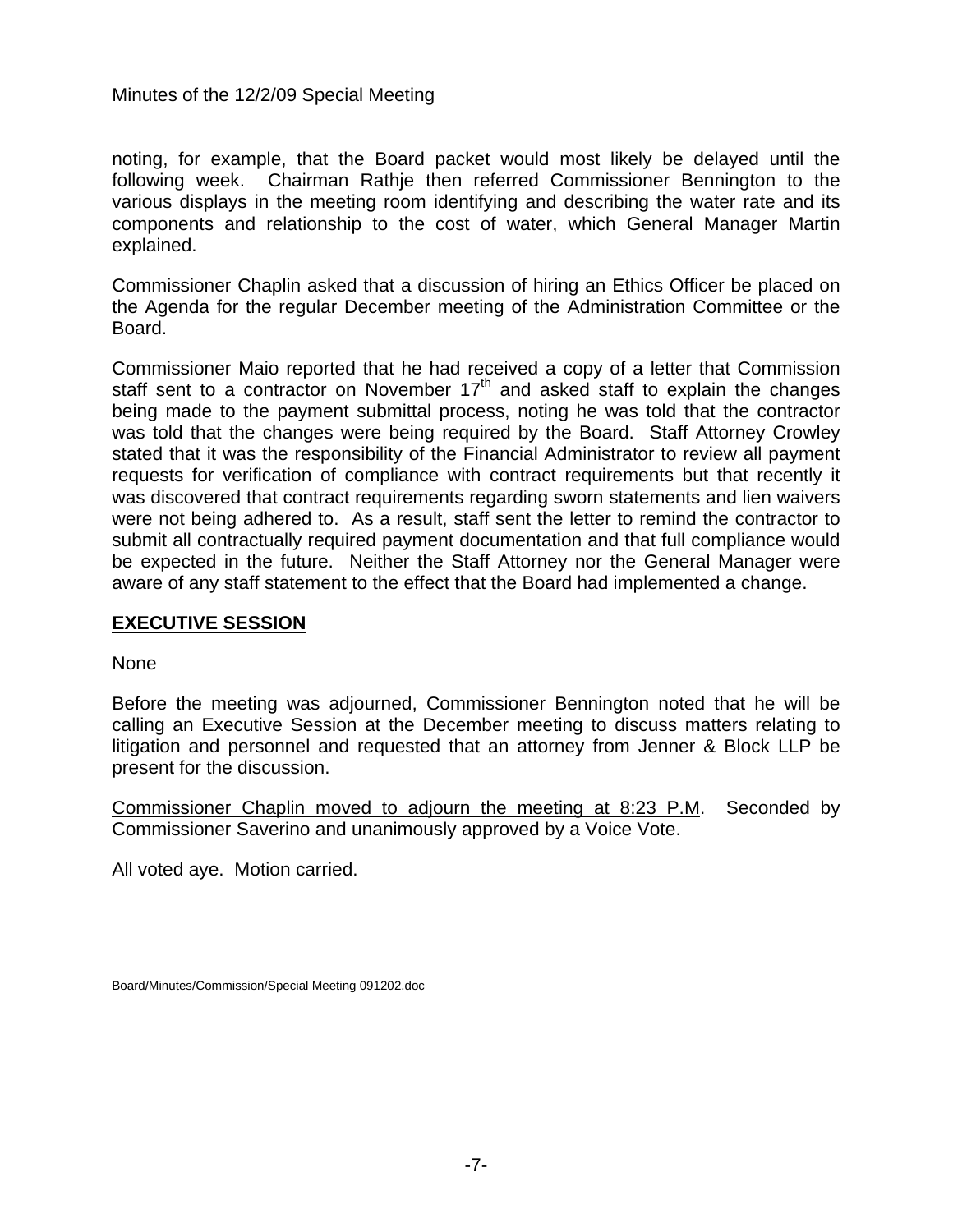noting, for example, that the Board packet would most likely be delayed until the following week. Chairman Rathje then referred Commissioner Bennington to the various displays in the meeting room identifying and describing the water rate and its components and relationship to the cost of water, which General Manager Martin explained.

Commissioner Chaplin asked that a discussion of hiring an Ethics Officer be placed on the Agenda for the regular December meeting of the Administration Committee or the Board.

Commissioner Maio reported that he had received a copy of a letter that Commission staff sent to a contractor on November 17th and asked staff to explain the changes being made to the payment submittal process, noting he was told that the contractor was told that the changes were being required by the Board. Staff Attorney Crowley stated that it was the responsibility of the Financial Administrator to review all payment requests for verification of compliance with contract requirements but that recently it was discovered that contract requirements regarding sworn statements and lien waivers were not being adhered to. As a result, staff sent the letter to remind the contractor to submit all contractually required payment documentation and that full compliance would be expected in the future. Neither the Staff Attorney nor the General Manager were aware of any staff statement to the effect that the Board had implemented a change.

## EXECUTIVE SESSION

None

Before the meeting was adjourned, Commissioner Bennington noted that he will be calling an Executive Session at the December meeting to discuss matters relating to litigation and personnel and requested that an attorney from Jenner & Block LLP be present for the discussion.

Commissioner Chaplin moved to adjourn the meeting at 8:23 P.M. Seconded by Commissioner Saverino and unanimously approved by a Voice Vote.

All voted aye. Motion carried.

Board/Minutes/Commission/Special Meeting 091202.doc